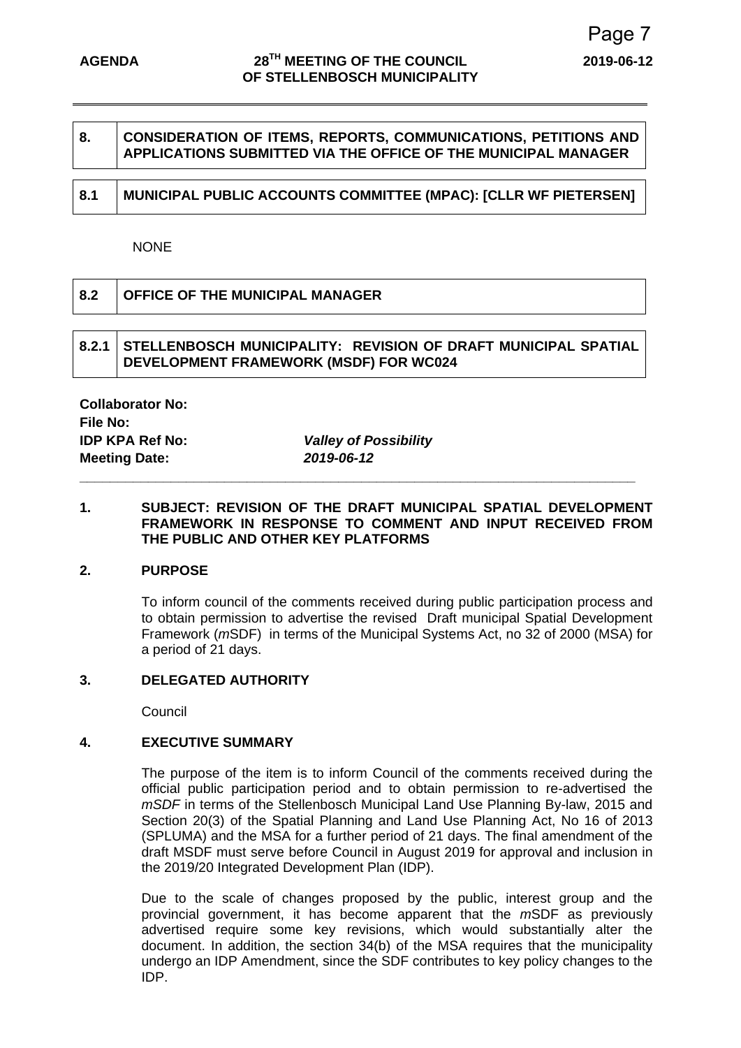| 8. | CONSIDERATION OF ITEMS, REPORTS, COMMUNICATIONS, PETITIONS AND APPLICATIONS SUBMITTED VIA THE OFFICE OF THE MUNICIPAL MANAGER |
|---|---|

| 8.1 | MUNICIPAL PUBLIC ACCOUNTS COMMITTEE (MPAC): [CLLR WF PIETERSEN] |
|---|---|

NONE

| 8.2 | OFFICE OF THE MUNICIPAL MANAGER |
|---|---|

| 8.2.1 | STELLENBOSCH MUNICIPALITY: REVISION OF DRAFT MUNICIPAL SPATIAL DEVELOPMENT FRAMEWORK (MSDF) FOR WC024 |
|---|---|

**Collaborator No:**
**File No:**
**IDP KPA Ref No:** ***Valley of Possibility***
**Meeting Date:** ***2019-06-12***

---

## 1. SUBJECT: REVISION OF THE DRAFT MUNICIPAL SPATIAL DEVELOPMENT FRAMEWORK IN RESPONSE TO COMMENT AND INPUT RECEIVED FROM THE PUBLIC AND OTHER KEY PLATFORMS

## 2. PURPOSE

To inform council of the comments received during public participation process and to obtain permission to advertise the revised Draft municipal Spatial Development Framework (*m*SDF) in terms of the Municipal Systems Act, no 32 of 2000 (MSA) for a period of 21 days.

## 3. DELEGATED AUTHORITY

Council

## 4. EXECUTIVE SUMMARY

The purpose of the item is to inform Council of the comments received during the official public participation period and to obtain permission to re-advertised the *mSDF* in terms of the Stellenbosch Municipal Land Use Planning By-law, 2015 and Section 20(3) of the Spatial Planning and Land Use Planning Act, No 16 of 2013 (SPLUMA) and the MSA for a further period of 21 days. The final amendment of the draft MSDF must serve before Council in August 2019 for approval and inclusion in the 2019/20 Integrated Development Plan (IDP).

Due to the scale of changes proposed by the public, interest group and the provincial government, it has become apparent that the *m*SDF as previously advertised require some key revisions, which would substantially alter the document. In addition, the section 34(b) of the MSA requires that the municipality undergo an IDP Amendment, since the SDF contributes to key policy changes to the IDP.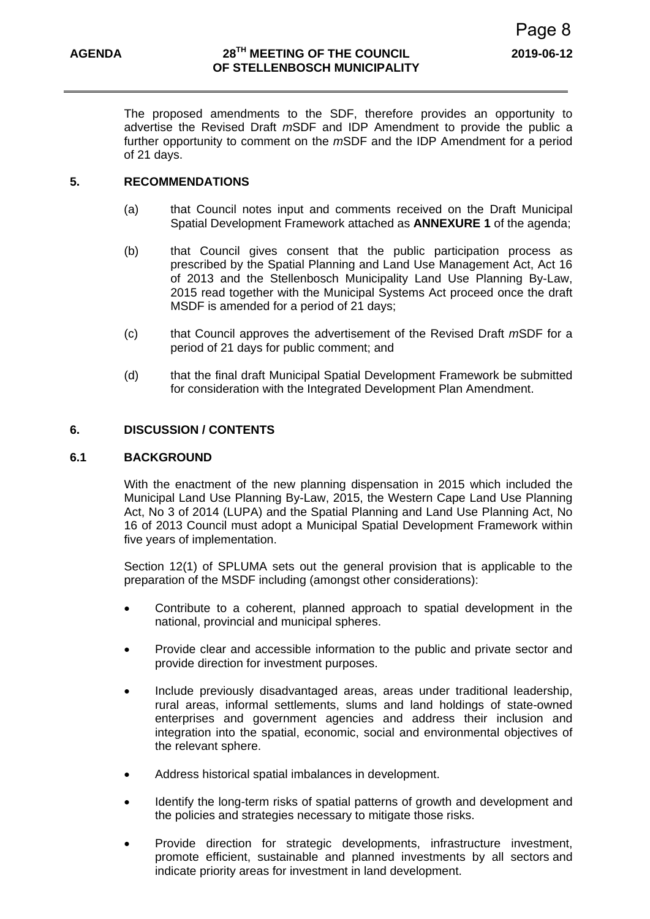The proposed amendments to the SDF, therefore provides an opportunity to advertise the Revised Draft *m*SDF and IDP Amendment to provide the public a further opportunity to comment on the *m*SDF and the IDP Amendment for a period of 21 days.

## 5. RECOMMENDATIONS

(a) that Council notes input and comments received on the Draft Municipal Spatial Development Framework attached as **ANNEXURE 1** of the agenda;

(b) that Council gives consent that the public participation process as prescribed by the Spatial Planning and Land Use Management Act, Act 16 of 2013 and the Stellenbosch Municipality Land Use Planning By-Law, 2015 read together with the Municipal Systems Act proceed once the draft MSDF is amended for a period of 21 days;

(c) that Council approves the advertisement of the Revised Draft *m*SDF for a period of 21 days for public comment; and

(d) that the final draft Municipal Spatial Development Framework be submitted for consideration with the Integrated Development Plan Amendment.

## 6. DISCUSSION / CONTENTS

### 6.1 BACKGROUND

With the enactment of the new planning dispensation in 2015 which included the Municipal Land Use Planning By-Law, 2015, the Western Cape Land Use Planning Act, No 3 of 2014 (LUPA) and the Spatial Planning and Land Use Planning Act, No 16 of 2013 Council must adopt a Municipal Spatial Development Framework within five years of implementation.

Section 12(1) of SPLUMA sets out the general provision that is applicable to the preparation of the MSDF including (amongst other considerations):

- Contribute to a coherent, planned approach to spatial development in the national, provincial and municipal spheres.
- Provide clear and accessible information to the public and private sector and provide direction for investment purposes.
- Include previously disadvantaged areas, areas under traditional leadership, rural areas, informal settlements, slums and land holdings of state-owned enterprises and government agencies and address their inclusion and integration into the spatial, economic, social and environmental objectives of the relevant sphere.
- Address historical spatial imbalances in development.
- Identify the long-term risks of spatial patterns of growth and development and the policies and strategies necessary to mitigate those risks.
- Provide direction for strategic developments, infrastructure investment, promote efficient, sustainable and planned investments by all sectors and indicate priority areas for investment in land development.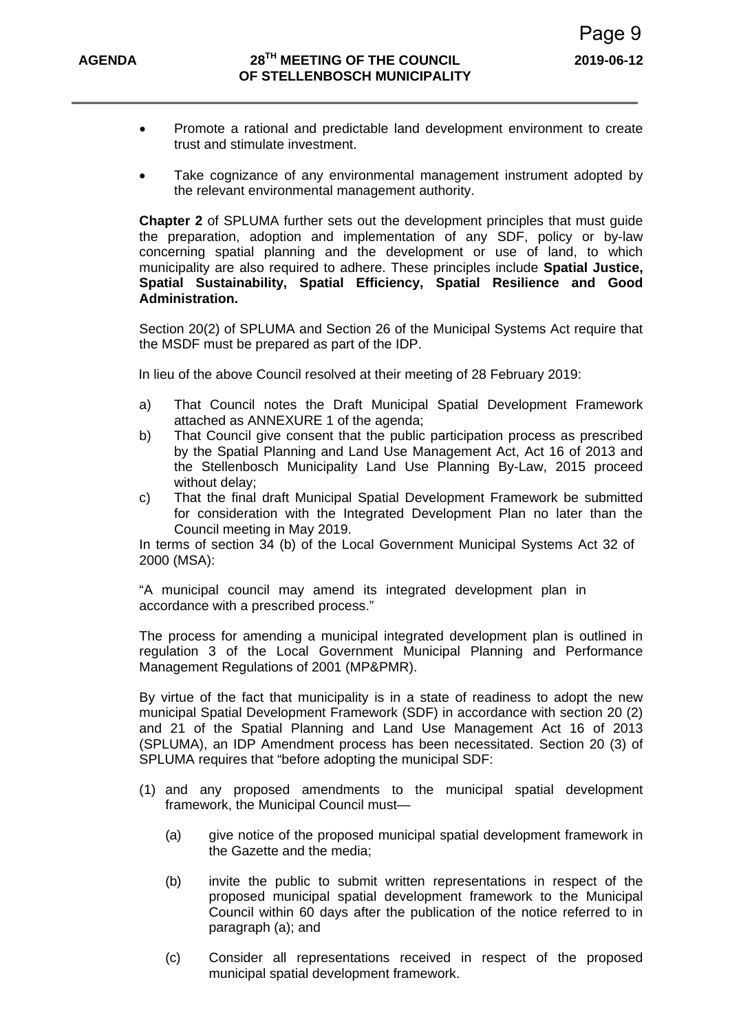- Promote a rational and predictable land development environment to create trust and stimulate investment.

- Take cognizance of any environmental management instrument adopted by the relevant environmental management authority.

**Chapter 2** of SPLUMA further sets out the development principles that must guide the preparation, adoption and implementation of any SDF, policy or by-law concerning spatial planning and the development or use of land, to which municipality are also required to adhere. These principles include **Spatial Justice, Spatial Sustainability, Spatial Efficiency, Spatial Resilience and Good Administration.**

Section 20(2) of SPLUMA and Section 26 of the Municipal Systems Act require that the MSDF must be prepared as part of the IDP.

In lieu of the above Council resolved at their meeting of 28 February 2019:

a) That Council notes the Draft Municipal Spatial Development Framework attached as ANNEXURE 1 of the agenda;
b) That Council give consent that the public participation process as prescribed by the Spatial Planning and Land Use Management Act, Act 16 of 2013 and the Stellenbosch Municipality Land Use Planning By-Law, 2015 proceed without delay;
c) That the final draft Municipal Spatial Development Framework be submitted for consideration with the Integrated Development Plan no later than the Council meeting in May 2019.

In terms of section 34 (b) of the Local Government Municipal Systems Act 32 of 2000 (MSA):

"A municipal council may amend its integrated development plan in accordance with a prescribed process."

The process for amending a municipal integrated development plan is outlined in regulation 3 of the Local Government Municipal Planning and Performance Management Regulations of 2001 (MP&PMR).

By virtue of the fact that municipality is in a state of readiness to adopt the new municipal Spatial Development Framework (SDF) in accordance with section 20 (2) and 21 of the Spatial Planning and Land Use Management Act 16 of 2013 (SPLUMA), an IDP Amendment process has been necessitated. Section 20 (3) of SPLUMA requires that "before adopting the municipal SDF:

(1) and any proposed amendments to the municipal spatial development framework, the Municipal Council must—

   (a) give notice of the proposed municipal spatial development framework in the Gazette and the media;

   (b) invite the public to submit written representations in respect of the proposed municipal spatial development framework to the Municipal Council within 60 days after the publication of the notice referred to in paragraph (a); and

   (c) Consider all representations received in respect of the proposed municipal spatial development framework.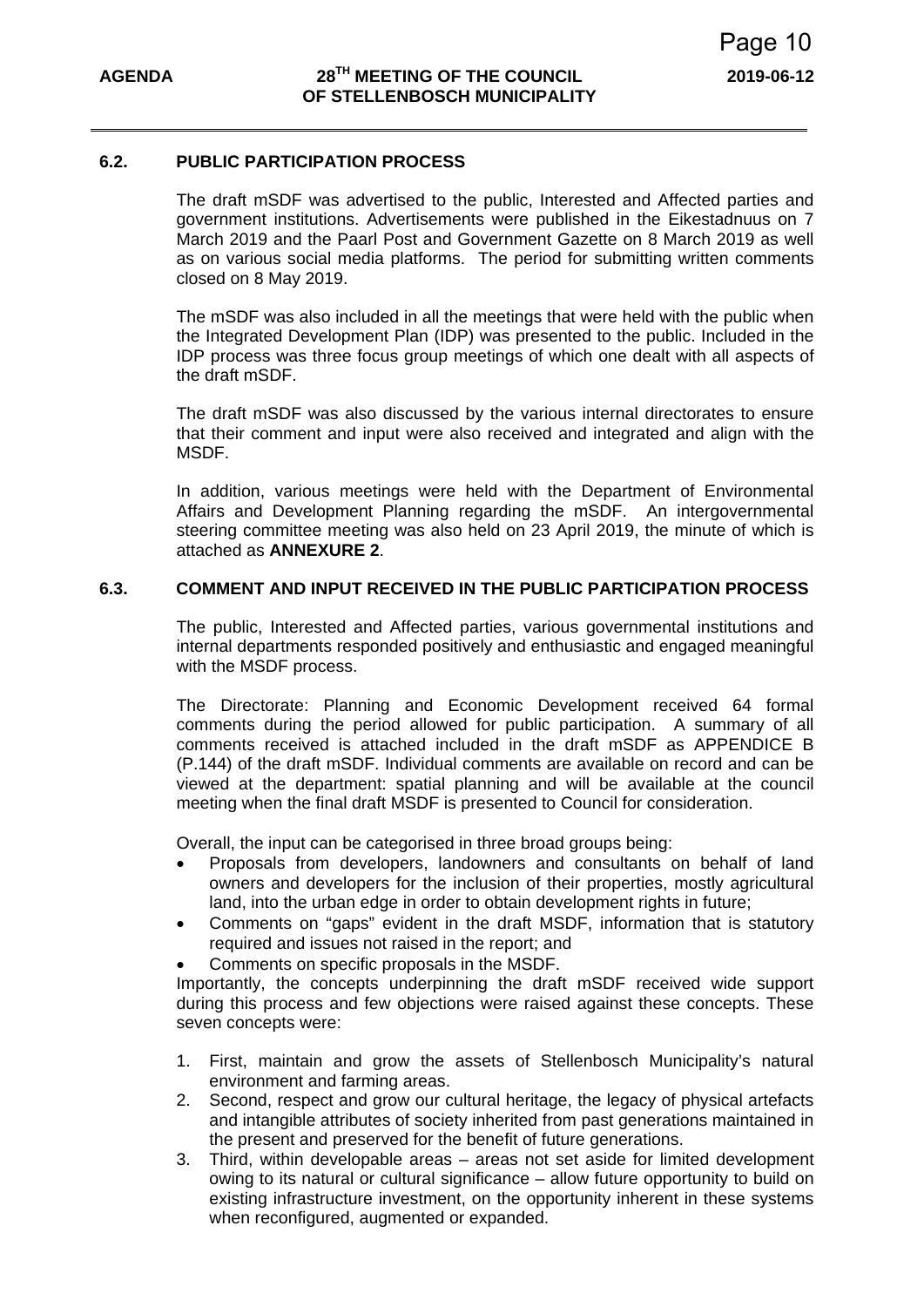### 6.2. PUBLIC PARTICIPATION PROCESS

The draft mSDF was advertised to the public, Interested and Affected parties and government institutions. Advertisements were published in the Eikestadnuus on 7 March 2019 and the Paarl Post and Government Gazette on 8 March 2019 as well as on various social media platforms. The period for submitting written comments closed on 8 May 2019.

The mSDF was also included in all the meetings that were held with the public when the Integrated Development Plan (IDP) was presented to the public. Included in the IDP process was three focus group meetings of which one dealt with all aspects of the draft mSDF.

The draft mSDF was also discussed by the various internal directorates to ensure that their comment and input were also received and integrated and align with the MSDF.

In addition, various meetings were held with the Department of Environmental Affairs and Development Planning regarding the mSDF. An intergovernmental steering committee meeting was also held on 23 April 2019, the minute of which is attached as **ANNEXURE 2**.

### 6.3. COMMENT AND INPUT RECEIVED IN THE PUBLIC PARTICIPATION PROCESS

The public, Interested and Affected parties, various governmental institutions and internal departments responded positively and enthusiastic and engaged meaningful with the MSDF process.

The Directorate: Planning and Economic Development received 64 formal comments during the period allowed for public participation. A summary of all comments received is attached included in the draft mSDF as APPENDICE B (P.144) of the draft mSDF. Individual comments are available on record and can be viewed at the department: spatial planning and will be available at the council meeting when the final draft MSDF is presented to Council for consideration.

Overall, the input can be categorised in three broad groups being:

- Proposals from developers, landowners and consultants on behalf of land owners and developers for the inclusion of their properties, mostly agricultural land, into the urban edge in order to obtain development rights in future;
- Comments on "gaps" evident in the draft MSDF, information that is statutory required and issues not raised in the report; and
- Comments on specific proposals in the MSDF.

Importantly, the concepts underpinning the draft mSDF received wide support during this process and few objections were raised against these concepts. These seven concepts were:

1. First, maintain and grow the assets of Stellenbosch Municipality's natural environment and farming areas.
2. Second, respect and grow our cultural heritage, the legacy of physical artefacts and intangible attributes of society inherited from past generations maintained in the present and preserved for the benefit of future generations.
3. Third, within developable areas – areas not set aside for limited development owing to its natural or cultural significance – allow future opportunity to build on existing infrastructure investment, on the opportunity inherent in these systems when reconfigured, augmented or expanded.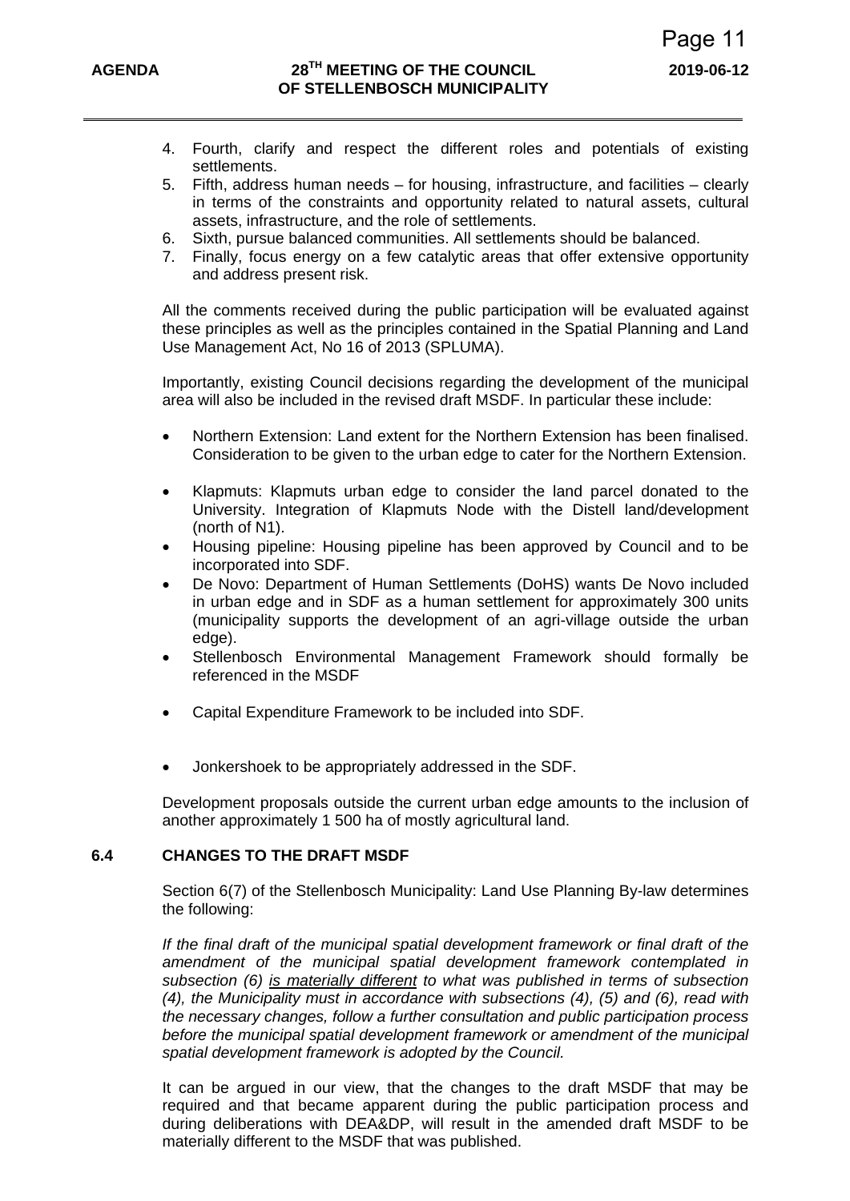4. Fourth, clarify and respect the different roles and potentials of existing settlements.
5. Fifth, address human needs – for housing, infrastructure, and facilities – clearly in terms of the constraints and opportunity related to natural assets, cultural assets, infrastructure, and the role of settlements.
6. Sixth, pursue balanced communities. All settlements should be balanced.
7. Finally, focus energy on a few catalytic areas that offer extensive opportunity and address present risk.

All the comments received during the public participation will be evaluated against these principles as well as the principles contained in the Spatial Planning and Land Use Management Act, No 16 of 2013 (SPLUMA).

Importantly, existing Council decisions regarding the development of the municipal area will also be included in the revised draft MSDF. In particular these include:

- Northern Extension: Land extent for the Northern Extension has been finalised. Consideration to be given to the urban edge to cater for the Northern Extension.
- Klapmuts: Klapmuts urban edge to consider the land parcel donated to the University. Integration of Klapmuts Node with the Distell land/development (north of N1).
- Housing pipeline: Housing pipeline has been approved by Council and to be incorporated into SDF.
- De Novo: Department of Human Settlements (DoHS) wants De Novo included in urban edge and in SDF as a human settlement for approximately 300 units (municipality supports the development of an agri-village outside the urban edge).
- Stellenbosch Environmental Management Framework should formally be referenced in the MSDF
- Capital Expenditure Framework to be included into SDF.
- Jonkershoek to be appropriately addressed in the SDF.

Development proposals outside the current urban edge amounts to the inclusion of another approximately 1 500 ha of mostly agricultural land.

## 6.4 CHANGES TO THE DRAFT MSDF

Section 6(7) of the Stellenbosch Municipality: Land Use Planning By-law determines the following:

*If the final draft of the municipal spatial development framework or final draft of the amendment of the municipal spatial development framework contemplated in subsection (6) is materially different to what was published in terms of subsection (4), the Municipality must in accordance with subsections (4), (5) and (6), read with the necessary changes, follow a further consultation and public participation process before the municipal spatial development framework or amendment of the municipal spatial development framework is adopted by the Council.*

It can be argued in our view, that the changes to the draft MSDF that may be required and that became apparent during the public participation process and during deliberations with DEA&DP, will result in the amended draft MSDF to be materially different to the MSDF that was published.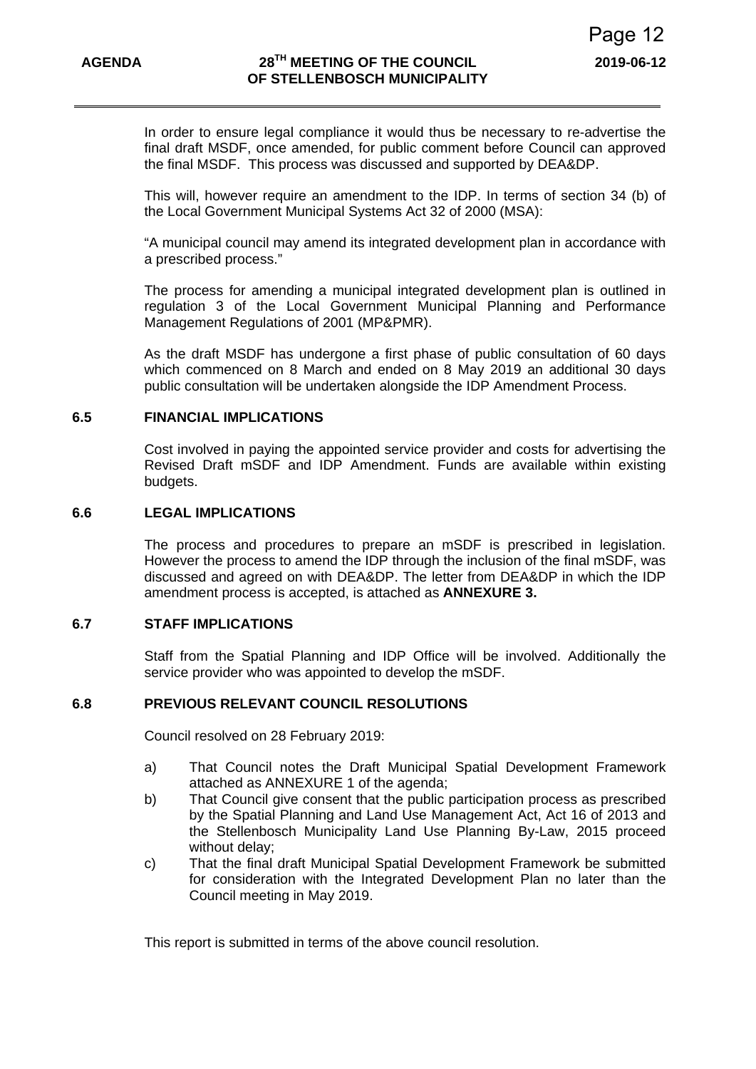In order to ensure legal compliance it would thus be necessary to re-advertise the final draft MSDF, once amended, for public comment before Council can approved the final MSDF. This process was discussed and supported by DEA&DP.

This will, however require an amendment to the IDP. In terms of section 34 (b) of the Local Government Municipal Systems Act 32 of 2000 (MSA):

"A municipal council may amend its integrated development plan in accordance with a prescribed process."

The process for amending a municipal integrated development plan is outlined in regulation 3 of the Local Government Municipal Planning and Performance Management Regulations of 2001 (MP&PMR).

As the draft MSDF has undergone a first phase of public consultation of 60 days which commenced on 8 March and ended on 8 May 2019 an additional 30 days public consultation will be undertaken alongside the IDP Amendment Process.

## 6.5 FINANCIAL IMPLICATIONS

Cost involved in paying the appointed service provider and costs for advertising the Revised Draft mSDF and IDP Amendment. Funds are available within existing budgets.

## 6.6 LEGAL IMPLICATIONS

The process and procedures to prepare an mSDF is prescribed in legislation. However the process to amend the IDP through the inclusion of the final mSDF, was discussed and agreed on with DEA&DP. The letter from DEA&DP in which the IDP amendment process is accepted, is attached as **ANNEXURE 3.**

## 6.7 STAFF IMPLICATIONS

Staff from the Spatial Planning and IDP Office will be involved. Additionally the service provider who was appointed to develop the mSDF.

## 6.8 PREVIOUS RELEVANT COUNCIL RESOLUTIONS

Council resolved on 28 February 2019:

a) That Council notes the Draft Municipal Spatial Development Framework attached as ANNEXURE 1 of the agenda;

b) That Council give consent that the public participation process as prescribed by the Spatial Planning and Land Use Management Act, Act 16 of 2013 and the Stellenbosch Municipality Land Use Planning By-Law, 2015 proceed without delay;

c) That the final draft Municipal Spatial Development Framework be submitted for consideration with the Integrated Development Plan no later than the Council meeting in May 2019.

This report is submitted in terms of the above council resolution.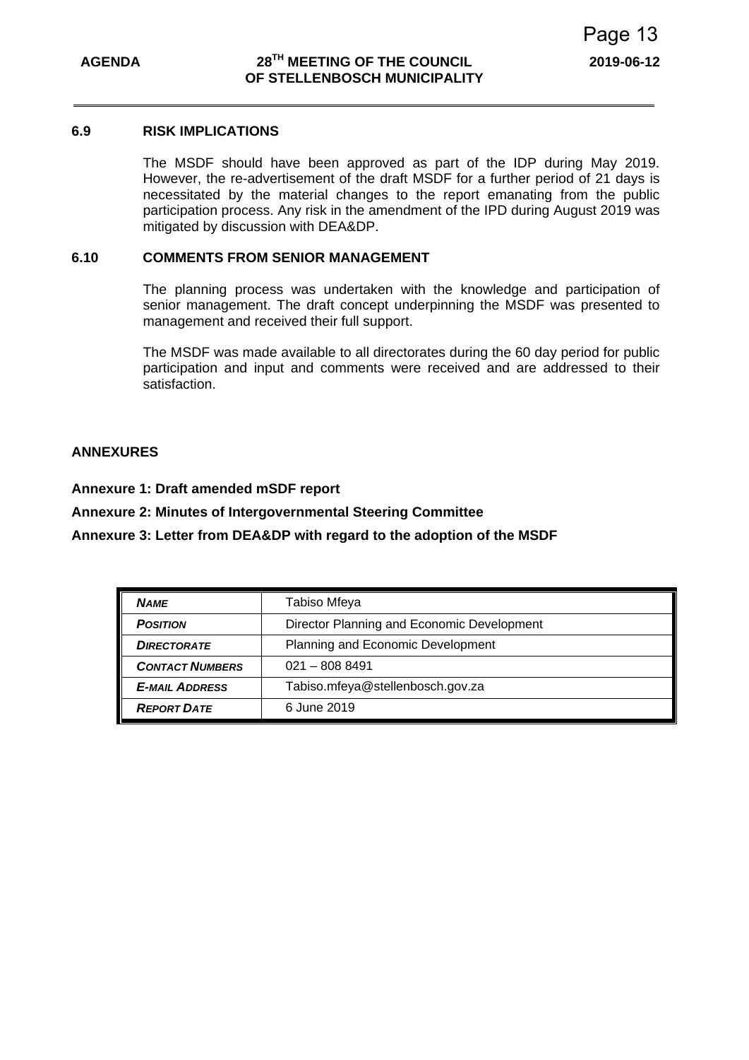### 6.9 RISK IMPLICATIONS

The MSDF should have been approved as part of the IDP during May 2019. However, the re-advertisement of the draft MSDF for a further period of 21 days is necessitated by the material changes to the report emanating from the public participation process. Any risk in the amendment of the IPD during August 2019 was mitigated by discussion with DEA&DP.

### 6.10 COMMENTS FROM SENIOR MANAGEMENT

The planning process was undertaken with the knowledge and participation of senior management. The draft concept underpinning the MSDF was presented to management and received their full support.

The MSDF was made available to all directorates during the 60 day period for public participation and input and comments were received and are addressed to their satisfaction.

### ANNEXURES

**Annexure 1: Draft amended mSDF report**

**Annexure 2: Minutes of Intergovernmental Steering Committee**

**Annexure 3: Letter from DEA&DP with regard to the adoption of the MSDF**

| | |
|---|---|
| ***NAME*** | Tabiso Mfeya |
| ***POSITION*** | Director Planning and Economic Development |
| ***DIRECTORATE*** | Planning and Economic Development |
| ***CONTACT NUMBERS*** | 021 – 808 8491 |
| ***E-MAIL ADDRESS*** | Tabiso.mfeya@stellenbosch.gov.za |
| ***REPORT DATE*** | 6 June 2019 |